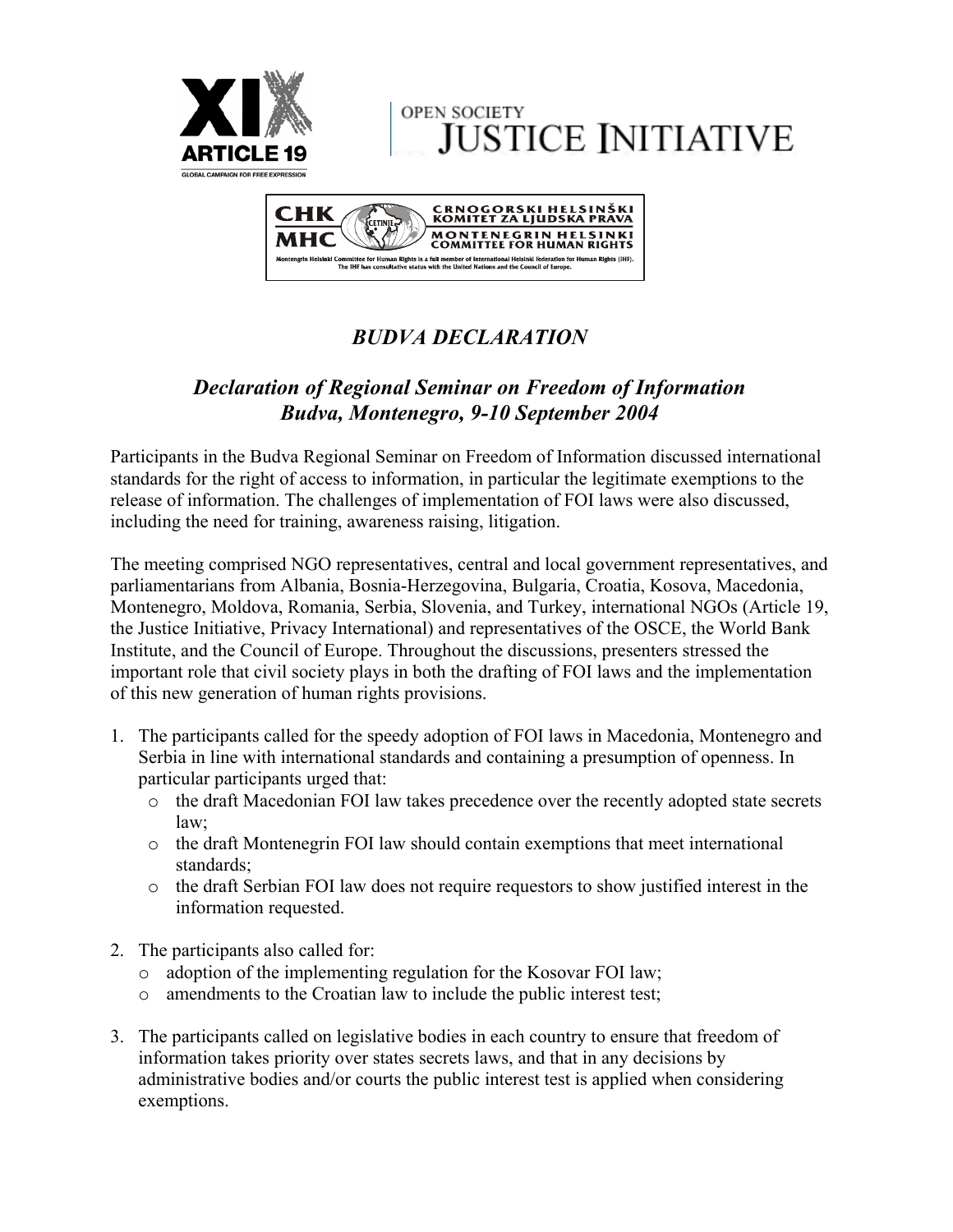# *BUDVA DECLARATION*

## *Declaration of Regional Seminar on Freedom of Information*
## *Budva, Montenegro, 9-10 September 2004*

Participants in the Budva Regional Seminar on Freedom of Information discussed international standards for the right of access to information, in particular the legitimate exemptions to the release of information. The challenges of implementation of FOI laws were also discussed, including the need for training, awareness raising, litigation.

The meeting comprised NGO representatives, central and local government representatives, and parliamentarians from Albania, Bosnia-Herzegovina, Bulgaria, Croatia, Kosova, Macedonia, Montenegro, Moldova, Romania, Serbia, Slovenia, and Turkey, international NGOs (Article 19, the Justice Initiative, Privacy International) and representatives of the OSCE, the World Bank Institute, and the Council of Europe. Throughout the discussions, presenters stressed the important role that civil society plays in both the drafting of FOI laws and the implementation of this new generation of human rights provisions.

1. The participants called for the speedy adoption of FOI laws in Macedonia, Montenegro and Serbia in line with international standards and containing a presumption of openness. In particular participants urged that:
   - the draft Macedonian FOI law takes precedence over the recently adopted state secrets law;
   - the draft Montenegrin FOI law should contain exemptions that meet international standards;
   - the draft Serbian FOI law does not require requestors to show justified interest in the information requested.

2. The participants also called for:
   - adoption of the implementing regulation for the Kosovar FOI law;
   - amendments to the Croatian law to include the public interest test;

3. The participants called on legislative bodies in each country to ensure that freedom of information takes priority over states secrets laws, and that in any decisions by administrative bodies and/or courts the public interest test is applied when considering exemptions.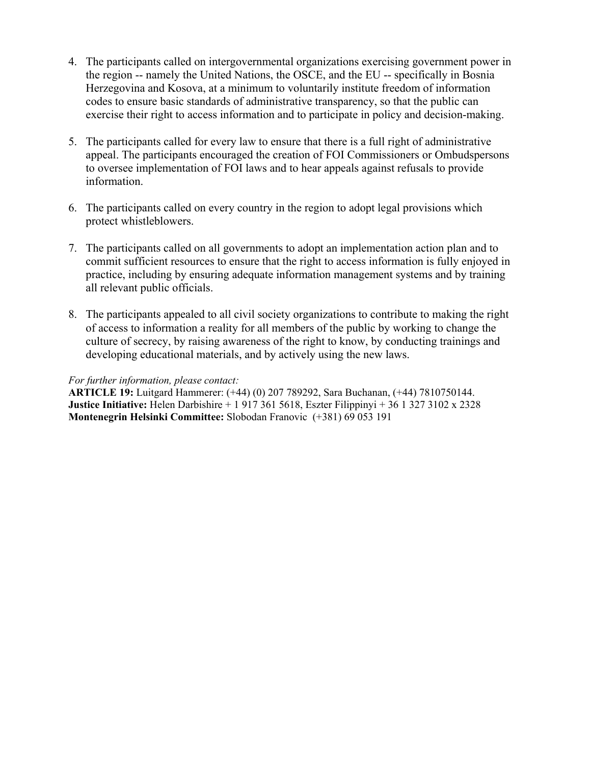4. The participants called on intergovernmental organizations exercising government power in the region -- namely the United Nations, the OSCE, and the EU -- specifically in Bosnia Herzegovina and Kosova, at a minimum to voluntarily institute freedom of information codes to ensure basic standards of administrative transparency, so that the public can exercise their right to access information and to participate in policy and decision-making.

5. The participants called for every law to ensure that there is a full right of administrative appeal. The participants encouraged the creation of FOI Commissioners or Ombudspersons to oversee implementation of FOI laws and to hear appeals against refusals to provide information.

6. The participants called on every country in the region to adopt legal provisions which protect whistleblowers.

7. The participants called on all governments to adopt an implementation action plan and to commit sufficient resources to ensure that the right to access information is fully enjoyed in practice, including by ensuring adequate information management systems and by training all relevant public officials.

8. The participants appealed to all civil society organizations to contribute to making the right of access to information a reality for all members of the public by working to change the culture of secrecy, by raising awareness of the right to know, by conducting trainings and developing educational materials, and by actively using the new laws.

*For further information, please contact:*
**ARTICLE 19:** Luitgard Hammerer: (+44) (0) 207 789292, Sara Buchanan, (+44) 7810750144.
**Justice Initiative:** Helen Darbishire + 1 917 361 5618, Eszter Filippinyi + 36 1 327 3102 x 2328
**Montenegrin Helsinki Committee:** Slobodan Franovic (+381) 69 053 191